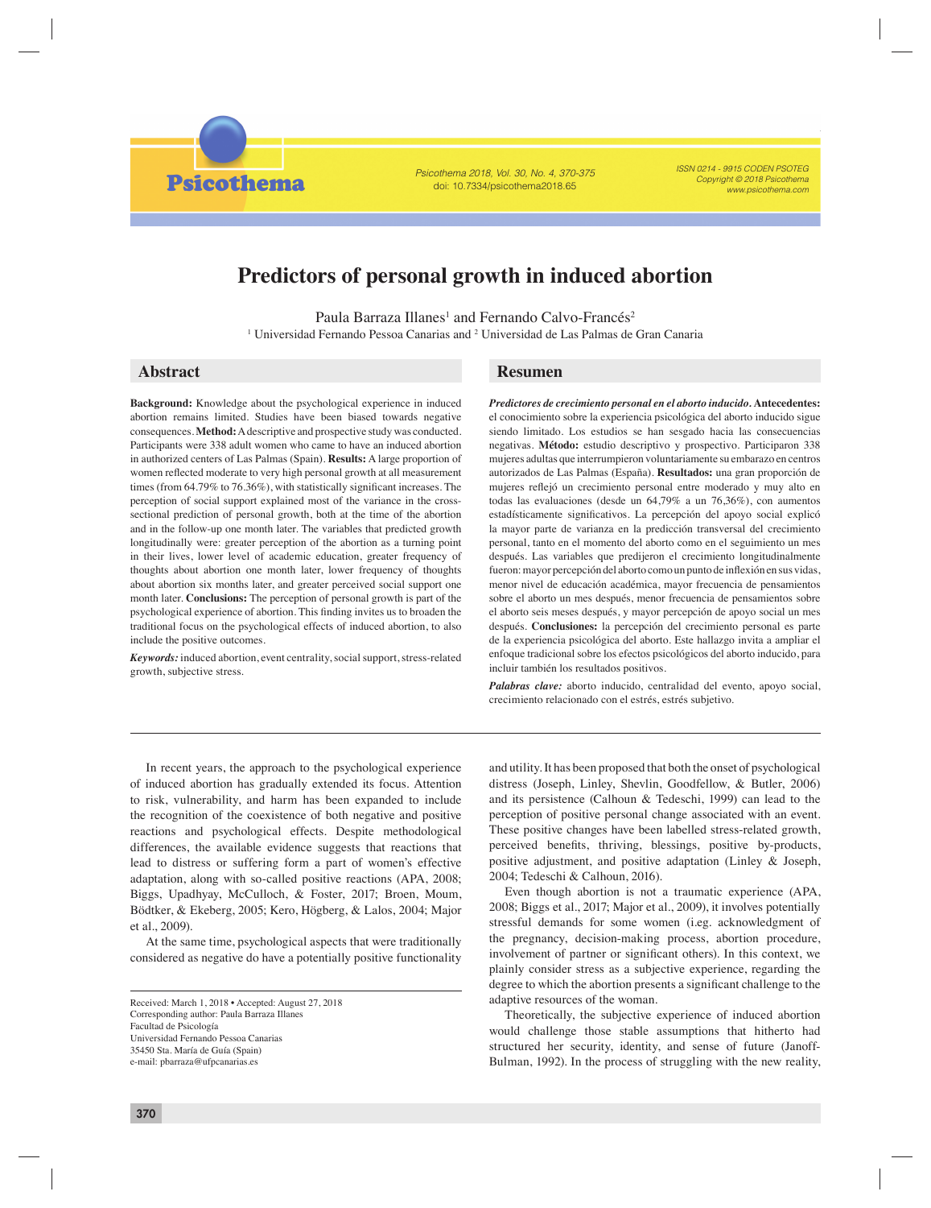# Predictors of personal growth in induced abortion

Paula Barraza Illanes[1] and Fernando Calvo-Francés[2]

[1] Universidad Fernando Pessoa Canarias and [2] Universidad de Las Palmas de Gran Canaria

## Abstract

**Background:** Knowledge about the psychological experience in induced abortion remains limited. Studies have been biased towards negative consequences. **Method:** A descriptive and prospective study was conducted. Participants were 338 adult women who came to have an induced abortion in authorized centers of Las Palmas (Spain). **Results:** A large proportion of women reflected moderate to very high personal growth at all measurement times (from 64.79% to 76.36%), with statistically significant increases. The perception of social support explained most of the variance in the cross-sectional prediction of personal growth, both at the time of the abortion and in the follow-up one month later. The variables that predicted growth longitudinally were: greater perception of the abortion as a turning point in their lives, lower level of academic education, greater frequency of thoughts about abortion one month later, lower frequency of thoughts about abortion six months later, and greater perceived social support one month later. **Conclusions:** The perception of personal growth is part of the psychological experience of abortion. This finding invites us to broaden the traditional focus on the psychological effects of induced abortion, to also include the positive outcomes.

***Keywords:*** induced abortion, event centrality, social support, stress-related growth, subjective stress.

## Resumen

***Predictores de crecimiento personal en el aborto inducido.*** **Antecedentes:** el conocimiento sobre la experiencia psicológica del aborto inducido sigue siendo limitado. Los estudios se han sesgado hacia las consecuencias negativas. **Método:** estudio descriptivo y prospectivo. Participaron 338 mujeres adultas que interrumpieron voluntariamente su embarazo en centros autorizados de Las Palmas (España). **Resultados:** una gran proporción de mujeres reflejó un crecimiento personal entre moderado y muy alto en todas las evaluaciones (desde un 64,79% a un 76,36%), con aumentos estadísticamente significativos. La percepción del apoyo social explicó la mayor parte de varianza en la predicción transversal del crecimiento personal, tanto en el momento del aborto como en el seguimiento un mes después. Las variables que predijeron el crecimiento longitudinalmente fueron: mayor percepción del aborto como un punto de inflexión en sus vidas, menor nivel de educación académica, mayor frecuencia de pensamientos sobre el aborto un mes después, menor frecuencia de pensamientos sobre el aborto seis meses después, y mayor percepción de apoyo social un mes después. **Conclusiones:** la percepción del crecimiento personal es parte de la experiencia psicológica del aborto. Este hallazgo invita a ampliar el enfoque tradicional sobre los efectos psicológicos del aborto inducido, para incluir también los resultados positivos.

***Palabras clave:*** aborto inducido, centralidad del evento, apoyo social, crecimiento relacionado con el estrés, estrés subjetivo.

---

In recent years, the approach to the psychological experience of induced abortion has gradually extended its focus. Attention to risk, vulnerability, and harm has been expanded to include the recognition of the coexistence of both negative and positive reactions and psychological effects. Despite methodological differences, the available evidence suggests that reactions that lead to distress or suffering form a part of women's effective adaptation, along with so-called positive reactions (APA, 2008; Biggs, Upadhyay, McCulloch, & Foster, 2017; Broen, Moum, Bödtker, & Ekeberg, 2005; Kero, Högberg, & Lalos, 2004; Major et al., 2009).

At the same time, psychological aspects that were traditionally considered as negative do have a potentially positive functionality and utility. It has been proposed that both the onset of psychological distress (Joseph, Linley, Shevlin, Goodfellow, & Butler, 2006) and its persistence (Calhoun & Tedeschi, 1999) can lead to the perception of positive personal change associated with an event. These positive changes have been labelled stress-related growth, perceived benefits, thriving, blessings, positive by-products, positive adjustment, and positive adaptation (Linley & Joseph, 2004; Tedeschi & Calhoun, 2016).

Even though abortion is not a traumatic experience (APA, 2008; Biggs et al., 2017; Major et al., 2009), it involves potentially stressful demands for some women (i.e. acknowledgment of the pregnancy, decision-making process, abortion procedure, involvement of partner or significant others). In this context, we plainly consider stress as a subjective experience, regarding the degree to which the abortion presents a significant challenge to the adaptive resources of the woman.

Theoretically, the subjective experience of induced abortion would challenge those stable assumptions that hitherto had structured her security, identity, and sense of future (Janoff-Bulman, 1992). In the process of struggling with the new reality,

Received: March 1, 2018 • Accepted: August 27, 2018
Corresponding author: Paula Barraza Illanes
Facultad de Psicología
Universidad Fernando Pessoa Canarias
35450 Sta. María de Guía (Spain)
e-mail: pbarraza@ufpcanarias.es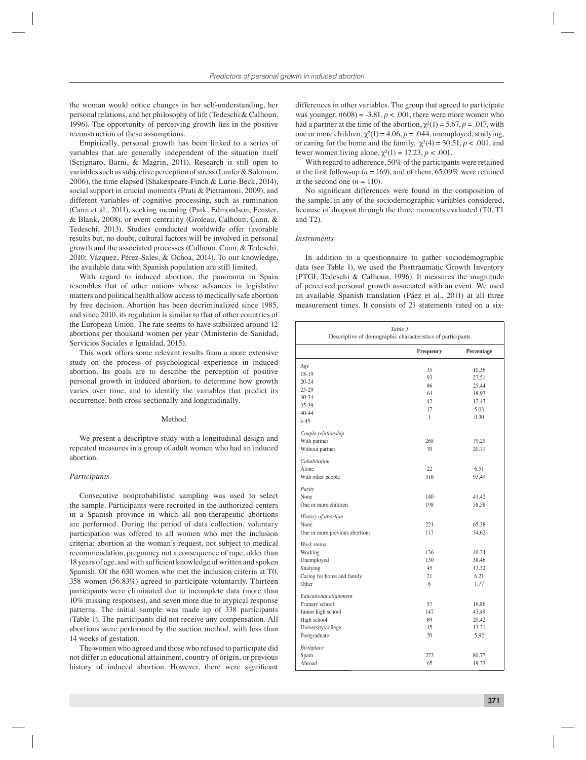the woman would notice changes in her self-understanding, her personal relations, and her philosophy of life (Tedeschi & Calhoun, 1996). The opportunity of perceiving growth lies in the positive reconstruction of these assumptions.

Empirically, personal growth has been linked to a series of variables that are generally independent of the situation itself (Scrignaro, Barni, & Magrin, 2011). Research is still open to variables such as subjective perception of stress (Laufer & Solomon, 2006), the time elapsed (Shakespeare-Finch & Lurie-Beck, 2014), social support in crucial moments (Prati & Pietrantoni, 2009), and different variables of cognitive processing, such as rumination (Cann et al., 2011), seeking meaning (Park, Edmondson, Fenster, & Blank, 2008), or event centrality (Groleau, Calhoun, Cann, & Tedeschi, 2013). Studies conducted worldwide offer favorable results but, no doubt, cultural factors will be involved in personal growth and the associated processes (Calhoun, Cann, & Tedeschi, 2010; Vázquez, Pérez-Sales, & Ochoa, 2014). To our knowledge, the available data with Spanish population are still limited.

With regard to induced abortion, the panorama in Spain resembles that of other nations whose advances in legislative matters and political health allow access to medically safe abortion by free decision. Abortion has been decriminalized since 1985, and since 2010, its regulation is similar to that of other countries of the European Union. The rate seems to have stabilized around 12 abortions per thousand women per year (Ministerio de Sanidad, Servicios Sociales e Igualdad, 2015).

This work offers some relevant results from a more extensive study on the process of psychological experience in induced abortion. Its goals are to describe the perception of positive personal growth in induced abortion, to determine how growth varies over time, and to identify the variables that predict its occurrence, both cross-sectionally and longitudinally.

## Method

We present a descriptive study with a longitudinal design and repeated measures in a group of adult women who had an induced abortion.

### *Participants*

Consecutive nonprobabilistic sampling was used to select the sample. Participants were recruited in the authorized centers in a Spanish province in which all non-therapeutic abortions are performed. During the period of data collection, voluntary participation was offered to all women who met the inclusion criteria: abortion at the woman's request, not subject to medical recommendation, pregnancy not a consequence of rape, older than 18 years of age, and with sufficient knowledge of written and spoken Spanish. Of the 630 women who met the inclusion criteria at T0, 358 women (56.83%) agreed to participate voluntarily. Thirteen participants were eliminated due to incomplete data (more than 10% missing responses), and seven more due to atypical response patterns. The initial sample was made up of 338 participants (Table 1). The participants did not receive any compensation. All abortions were performed by the suction method, with less than 14 weeks of gestation.

The women who agreed and those who refused to participate did not differ in educational attainment, country of origin, or previous history of induced abortion. However, there were significant differences in other variables. The group that agreed to participate was younger, $t(608) = -3.81$, $p < .001$, there were more women who had a partner at the time of the abortion, $\chi^2(1) = 5.67$, $p = .017$, with one or more children, $\chi^2(1) = 4.06$, $p = .044$, unemployed, studying, or caring for the home and the family, $\chi^2(4) = 30.51$, $p < .001$, and fewer women living alone, $\chi^2(1) = 17.23$, $p < .001$.

With regard to adherence, 50% of the participants were retained at the first follow-up ($n = 169$), and of them, 65.09% were retained at the second one ($n = 110$).

No significant differences were found in the composition of the sample, in any of the sociodemographic variables considered, because of dropout through the three moments evaluated (T0, T1 and T2).

### *Instruments*

In addition to a questionnaire to gather sociodemographic data (see Table 1), we used the Posttraumatic Growth Inventory (PTGI; Tedeschi & Calhoun, 1996). It measures the magnitude of perceived personal growth associated with an event. We used an available Spanish translation (Páez et al., 2011) at all three measurement times. It consists of 21 statements rated on a six-

*Table 1*
Descriptive of demographic characteristics of participants

| | Frequency | Percentage |
|---|---|---|
| *Age* | | |
| 18-19 | 35 | 10.36 |
| 20-24 | 93 | 27.51 |
| 25-29 | 86 | 25.44 |
| 30-34 | 64 | 18.93 |
| 35-39 | 42 | 12.43 |
| 40-44 | 17 | 5.03 |
| > 45 | 1 | 0.30 |
| *Couple relationship* | | |
| With partner | 268 | 79.29 |
| Without partner | 70 | 20.71 |
| *Cohabitation* | | |
| Alone | 22 | 6.51 |
| With other people | 316 | 93.49 |
| *Parity* | | |
| None | 140 | 41.42 |
| One or more children | 198 | 58.58 |
| *History of abortion* | | |
| None | 221 | 65.38 |
| One or more previous abortions | 117 | 34.62 |
| *Work status* | | |
| Working | 136 | 40.24 |
| Unemployed | 130 | 38.46 |
| Studying | 45 | 13.32 |
| Caring for home and family | 21 | 6.21 |
| Other | 6 | 1.77 |
| *Educational attainment* | | |
| Primary school | 57 | 16.86 |
| Junior high school | 147 | 43.49 |
| High school | 69 | 20.42 |
| University/college | 45 | 13.31 |
| Postgraduate | 20 | 5.92 |
| *Birthplace* | | |
| Spain | 273 | 80.77 |
| Abroad | 65 | 19.23 |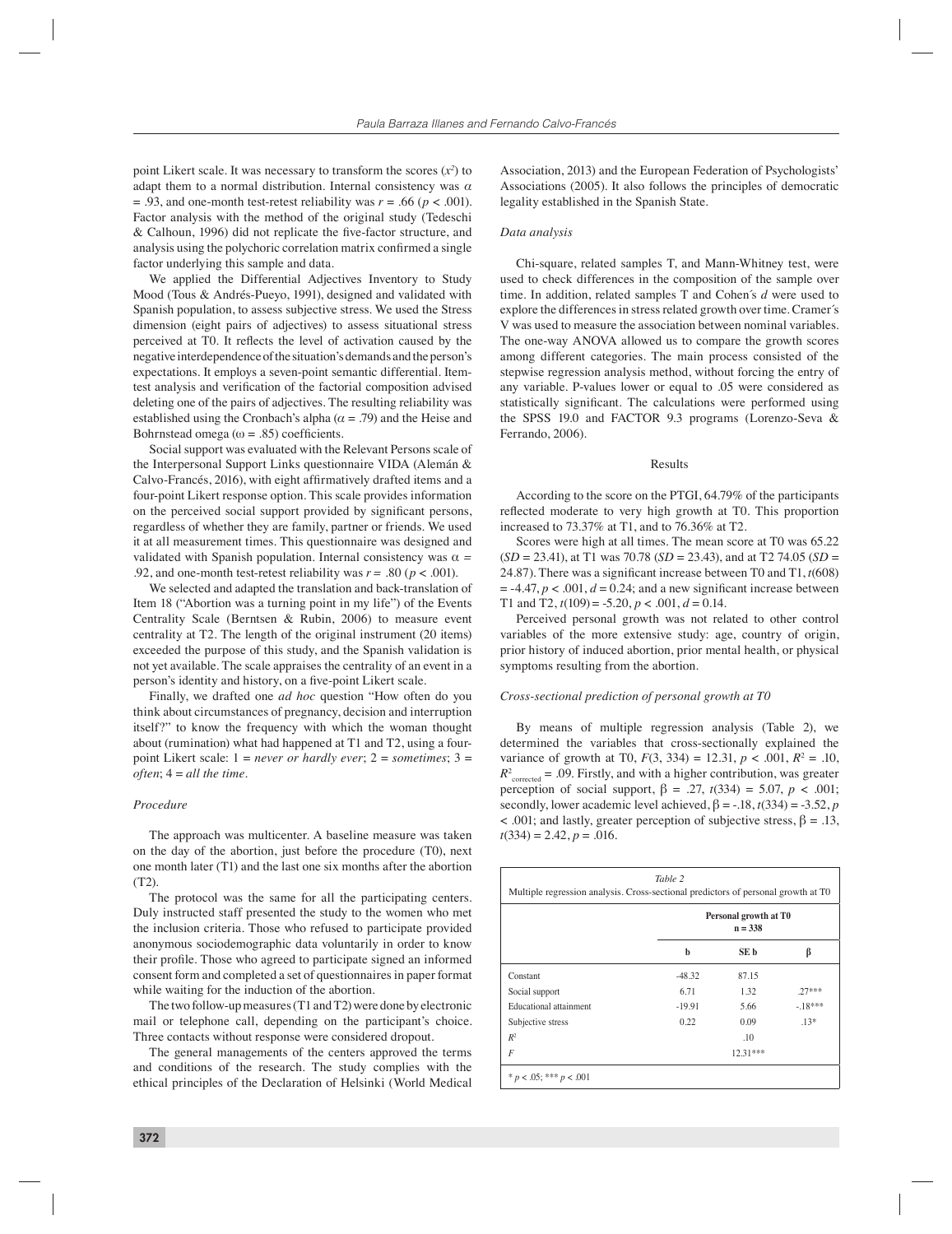point Likert scale. It was necessary to transform the scores ($x^2$) to adapt them to a normal distribution. Internal consistency was $\alpha = .93$, and one-month test-retest reliability was $r = .66$ ($p < .001$). Factor analysis with the method of the original study (Tedeschi & Calhoun, 1996) did not replicate the five-factor structure, and analysis using the polychoric correlation matrix confirmed a single factor underlying this sample and data.

We applied the Differential Adjectives Inventory to Study Mood (Tous & Andrés-Pueyo, 1991), designed and validated with Spanish population, to assess subjective stress. We used the Stress dimension (eight pairs of adjectives) to assess situational stress perceived at T0. It reflects the level of activation caused by the negative interdependence of the situation's demands and the person's expectations. It employs a seven-point semantic differential. Item-test analysis and verification of the factorial composition advised deleting one of the pairs of adjectives. The resulting reliability was established using the Cronbach's alpha ($\alpha = .79$) and the Heise and Bohrnstead omega ($\omega = .85$) coefficients.

Social support was evaluated with the Relevant Persons scale of the Interpersonal Support Links questionnaire VIDA (Alemán & Calvo-Francés, 2016), with eight affirmatively drafted items and a four-point Likert response option. This scale provides information on the perceived social support provided by significant persons, regardless of whether they are family, partner or friends. We used it at all measurement times. This questionnaire was designed and validated with Spanish population. Internal consistency was $\alpha = .92$, and one-month test-retest reliability was $r = .80$ ($p < .001$).

We selected and adapted the translation and back-translation of Item 18 ("Abortion was a turning point in my life") of the Events Centrality Scale (Berntsen & Rubin, 2006) to measure event centrality at T2. The length of the original instrument (20 items) exceeded the purpose of this study, and the Spanish validation is not yet available. The scale appraises the centrality of an event in a person's identity and history, on a five-point Likert scale.

Finally, we drafted one *ad hoc* question "How often do you think about circumstances of pregnancy, decision and interruption itself?" to know the frequency with which the woman thought about (rumination) what had happened at T1 and T2, using a four-point Likert scale: 1 = *never or hardly ever*; 2 = *sometimes*; 3 = *often*; 4 = *all the time*.

### *Procedure*

The approach was multicenter. A baseline measure was taken on the day of the abortion, just before the procedure (T0), next one month later (T1) and the last one six months after the abortion (T2).

The protocol was the same for all the participating centers. Duly instructed staff presented the study to the women who met the inclusion criteria. Those who refused to participate provided anonymous sociodemographic data voluntarily in order to know their profile. Those who agreed to participate signed an informed consent form and completed a set of questionnaires in paper format while waiting for the induction of the abortion.

The two follow-up measures (T1 and T2) were done by electronic mail or telephone call, depending on the participant's choice. Three contacts without response were considered dropout.

The general managements of the centers approved the terms and conditions of the research. The study complies with the ethical principles of the Declaration of Helsinki (World Medical Association, 2013) and the European Federation of Psychologists' Associations (2005). It also follows the principles of democratic legality established in the Spanish State.

### *Data analysis*

Chi-square, related samples T, and Mann-Whitney test, were used to check differences in the composition of the sample over time. In addition, related samples T and Cohen´s *d* were used to explore the differences in stress related growth over time. Cramer´s V was used to measure the association between nominal variables. The one-way ANOVA allowed us to compare the growth scores among different categories. The main process consisted of the stepwise regression analysis method, without forcing the entry of any variable. P-values lower or equal to .05 were considered as statistically significant. The calculations were performed using the SPSS 19.0 and FACTOR 9.3 programs (Lorenzo-Seva & Ferrando, 2006).

## Results

According to the score on the PTGI, 64.79% of the participants reflected moderate to very high growth at T0. This proportion increased to 73.37% at T1, and to 76.36% at T2.

Scores were high at all times. The mean score at T0 was 65.22 ($SD = 23.41$), at T1 was 70.78 ($SD = 23.43$), and at T2 74.05 ($SD = 24.87$). There was a significant increase between T0 and T1, $t(608) = -4.47$, $p < .001$, $d = 0.24$; and a new significant increase between T1 and T2, $t(109) = -5.20$, $p < .001$, $d = 0.14$.

Perceived personal growth was not related to other control variables of the more extensive study: age, country of origin, prior history of induced abortion, prior mental health, or physical symptoms resulting from the abortion.

### *Cross-sectional prediction of personal growth at T0*

By means of multiple regression analysis (Table 2), we determined the variables that cross-sectionally explained the variance of growth at T0, $F(3, 334) = 12.31$, $p < .001$, $R^2 = .10$, $R^2_{corrected} = .09$. Firstly, and with a higher contribution, was greater perception of social support, $\beta = .27$, $t(334) = 5.07$, $p < .001$; secondly, lower academic level achieved, $\beta = -.18$, $t(334) = -3.52$, $p < .001$; and lastly, greater perception of subjective stress, $\beta = .13$, $t(334) = 2.42$, $p = .016$.

*Table 2*
Multiple regression analysis. Cross-sectional predictors of personal growth at T0

| | Personal growth at T0 n = 338 | | |
|---|---|---|---|
| | b | SE b | β |
| Constant | -48.32 | 87.15 | |
| Social support | 6.71 | 1.32 | .27*** |
| Educational attainment | -19.91 | 5.66 | -.18*** |
| Subjective stress | 0.22 | 0.09 | .13* |
| $R^2$ | | .10 | |
| $F$ | | 12.31*** | |

\* $p < .05$; *** $p < .001$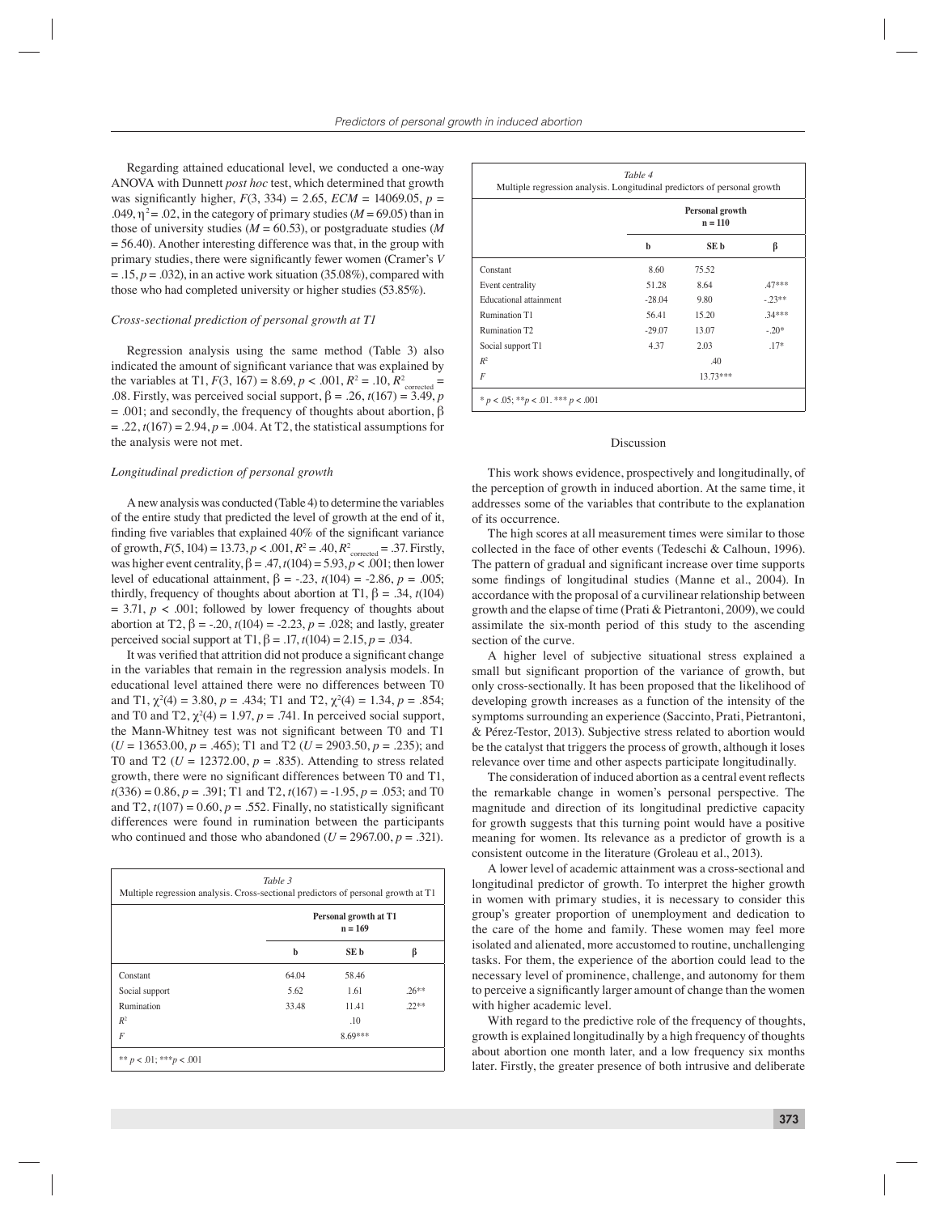Regarding attained educational level, we conducted a one-way ANOVA with Dunnett *post hoc* test, which determined that growth was significantly higher, $F(3, 334) = 2.65$, $ECM = 14069.05$, $p = .049$, $\eta^2 = .02$, in the category of primary studies ($M = 69.05$) than in those of university studies ($M = 60.53$), or postgraduate studies ($M = 56.40$). Another interesting difference was that, in the group with primary studies, there were significantly fewer women (Cramer's $V = .15$, $p = .032$), in an active work situation (35.08%), compared with those who had completed university or higher studies (53.85%).

### *Cross-sectional prediction of personal growth at T1*

Regression analysis using the same method (Table 3) also indicated the amount of significant variance that was explained by the variables at T1, $F(3, 167) = 8.69$, $p < .001$, $R^2 = .10$, $R^2_{corrected} = .08$. Firstly, was perceived social support, $\beta = .26$, $t(167) = 3.49$, $p = .001$; and secondly, the frequency of thoughts about abortion, $\beta = .22$, $t(167) = 2.94$, $p = .004$. At T2, the statistical assumptions for the analysis were not met.

### *Longitudinal prediction of personal growth*

A new analysis was conducted (Table 4) to determine the variables of the entire study that predicted the level of growth at the end of it, finding five variables that explained 40% of the significant variance of growth, $F(5, 104) = 13.73$, $p < .001$, $R^2 = .40$, $R^2_{corrected} = .37$. Firstly, was higher event centrality, $\beta = .47$, $t(104) = 5.93$, $p < .001$; then lower level of educational attainment, $\beta = -.23$, $t(104) = -2.86$, $p = .005$; thirdly, frequency of thoughts about abortion at T1, $\beta = .34$, $t(104) = 3.71$, $p < .001$; followed by lower frequency of thoughts about abortion at T2, $\beta = -.20$, $t(104) = -2.23$, $p = .028$; and lastly, greater perceived social support at T1, $\beta = .17$, $t(104) = 2.15$, $p = .034$.

It was verified that attrition did not produce a significant change in the variables that remain in the regression analysis models. In educational level attained there were no differences between T0 and T1, $\chi^2(4) = 3.80$, $p = .434$; T1 and T2, $\chi^2(4) = 1.34$, $p = .854$; and T0 and T2, $\chi^2(4) = 1.97$, $p = .741$. In perceived social support, the Mann-Whitney test was not significant between T0 and T1 ($U = 13653.00$, $p = .465$); T1 and T2 ($U = 2903.50$, $p = .235$); and T0 and T2 ($U = 12372.00$, $p = .835$). Attending to stress related growth, there were no significant differences between T0 and T1, $t(336) = 0.86$, $p = .391$; T1 and T2, $t(167) = -1.95$, $p = .053$; and T0 and T2, $t(107) = 0.60$, $p = .552$. Finally, no statistically significant differences were found in rumination between the participants who continued and those who abandoned ($U = 2967.00$, $p = .321$).

*Table 3*
Multiple regression analysis. Cross-sectional predictors of personal growth at T1

| | Personal growth at T1 n = 169 | | |
|---|---|---|---|
| | b | SE b | β |
| Constant | 64.04 | 58.46 | |
| Social support | 5.62 | 1.61 | .26** |
| Rumination | 33.48 | 11.41 | .22** |
| $R^2$ | | .10 | |
| $F$ | | 8.69*** | |

** p < .01; ***p < .001

*Table 4*
Multiple regression analysis. Longitudinal predictors of personal growth

| | Personal growth n = 110 | | |
|---|---|---|---|
| | b | SE b | β |
| Constant | 8.60 | 75.52 | |
| Event centrality | 51.28 | 8.64 | .47*** |
| Educational attainment | -28.04 | 9.80 | -.23** |
| Rumination T1 | 56.41 | 15.20 | .34*** |
| Rumination T2 | -29.07 | 13.07 | -.20* |
| Social support T1 | 4.37 | 2.03 | .17* |
| $R^2$ | | .40 | |
| $F$ | | 13.73*** | |

* p < .05; **p < .01. *** p < .001

## Discussion

This work shows evidence, prospectively and longitudinally, of the perception of growth in induced abortion. At the same time, it addresses some of the variables that contribute to the explanation of its occurrence.

The high scores at all measurement times were similar to those collected in the face of other events (Tedeschi & Calhoun, 1996). The pattern of gradual and significant increase over time supports some findings of longitudinal studies (Manne et al., 2004). In accordance with the proposal of a curvilinear relationship between growth and the elapse of time (Prati & Pietrantoni, 2009), we could assimilate the six-month period of this study to the ascending section of the curve.

A higher level of subjective situational stress explained a small but significant proportion of the variance of growth, but only cross-sectionally. It has been proposed that the likelihood of developing growth increases as a function of the intensity of the symptoms surrounding an experience (Saccinto, Prati, Pietrantoni, & Pérez-Testor, 2013). Subjective stress related to abortion would be the catalyst that triggers the process of growth, although it loses relevance over time and other aspects participate longitudinally.

The consideration of induced abortion as a central event reflects the remarkable change in women's personal perspective. The magnitude and direction of its longitudinal predictive capacity for growth suggests that this turning point would have a positive meaning for women. Its relevance as a predictor of growth is a consistent outcome in the literature (Groleau et al., 2013).

A lower level of academic attainment was a cross-sectional and longitudinal predictor of growth. To interpret the higher growth in women with primary studies, it is necessary to consider this group's greater proportion of unemployment and dedication to the care of the home and family. These women may feel more isolated and alienated, more accustomed to routine, unchallenging tasks. For them, the experience of the abortion could lead to the necessary level of prominence, challenge, and autonomy for them to perceive a significantly larger amount of change than the women with higher academic level.

With regard to the predictive role of the frequency of thoughts, growth is explained longitudinally by a high frequency of thoughts about abortion one month later, and a low frequency six months later. Firstly, the greater presence of both intrusive and deliberate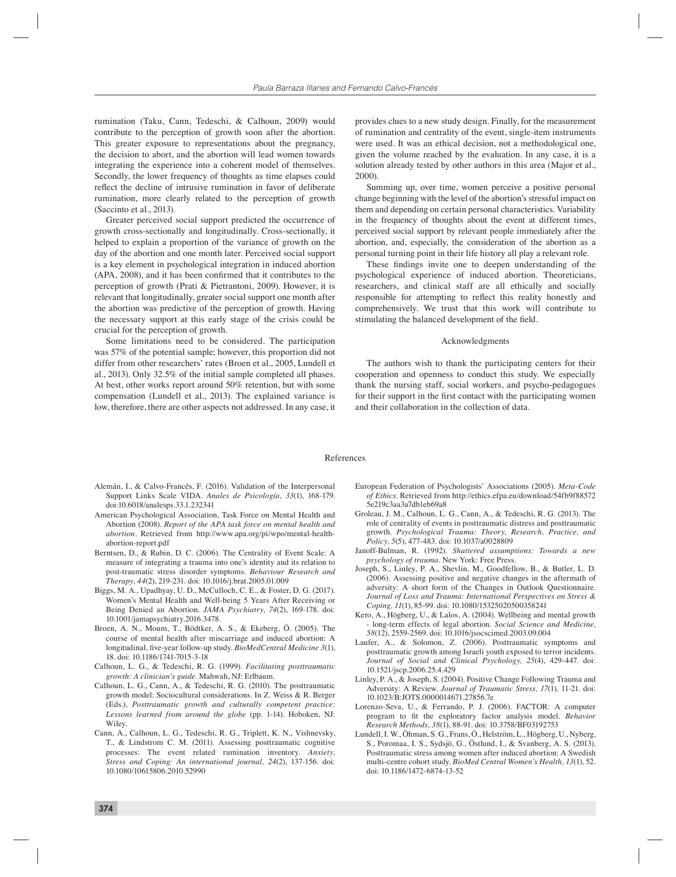rumination (Taku, Cann, Tedeschi, & Calhoun, 2009) would contribute to the perception of growth soon after the abortion. This greater exposure to representations about the pregnancy, the decision to abort, and the abortion will lead women towards integrating the experience into a coherent model of themselves. Secondly, the lower frequency of thoughts as time elapses could reflect the decline of intrusive rumination in favor of deliberate rumination, more clearly related to the perception of growth (Saccinto et al., 2013).

Greater perceived social support predicted the occurrence of growth cross-sectionally and longitudinally. Cross-sectionally, it helped to explain a proportion of the variance of growth on the day of the abortion and one month later. Perceived social support is a key element in psychological integration in induced abortion (APA, 2008), and it has been confirmed that it contributes to the perception of growth (Prati & Pietrantoni, 2009). However, it is relevant that longitudinally, greater social support one month after the abortion was predictive of the perception of growth. Having the necessary support at this early stage of the crisis could be crucial for the perception of growth.

Some limitations need to be considered. The participation was 57% of the potential sample; however, this proportion did not differ from other researchers' rates (Broen et al., 2005, Lundell et al., 2013). Only 32.5% of the initial sample completed all phases. At best, other works report around 50% retention, but with some compensation (Lundell et al., 2013). The explained variance is low, therefore, there are other aspects not addressed. In any case, it provides clues to a new study design. Finally, for the measurement of rumination and centrality of the event, single-item instruments were used. It was an ethical decision, not a methodological one, given the volume reached by the evaluation. In any case, it is a solution already tested by other authors in this area (Major et al., 2000).

Summing up, over time, women perceive a positive personal change beginning with the level of the abortion's stressful impact on them and depending on certain personal characteristics. Variability in the frequency of thoughts about the event at different times, perceived social support by relevant people immediately after the abortion, and, especially, the consideration of the abortion as a personal turning point in their life history all play a relevant role.

These findings invite one to deepen understanding of the psychological experience of induced abortion. Theoreticians, researchers, and clinical staff are all ethically and socially responsible for attempting to reflect this reality honestly and comprehensively. We trust that this work will contribute to stimulating the balanced development of the field.

## Acknowledgments

The authors wish to thank the participating centers for their cooperation and openness to conduct this study. We especially thank the nursing staff, social workers, and psycho-pedagogues for their support in the first contact with the participating women and their collaboration in the collection of data.

## References

Alemán, I., & Calvo-Francés, F. (2016). Validation of the Interpersonal Support Links Scale VIDA. *Anales de Psicología, 33*(1), 168-179. doi:10.6018/analesps.33.1.232341

American Psychological Association, Task Force on Mental Health and Abortion (2008). *Report of the APA task force on mental health and abortion*. Retrieved from http://www.apa.org/pi/wpo/mental-health-abortion-report.pdf

Berntsen, D., & Rubin, D. C. (2006). The Centrality of Event Scale: A measure of integrating a trauma into one's identity and its relation to post-traumatic stress disorder symptoms. *Behaviour Research and Therapy, 44*(2), 219-231. doi: 10.1016/j.brat.2005.01.009

Biggs, M. A., Upadhyay, U. D., McCulloch, C. E., & Foster, D. G. (2017). Women's Mental Health and Well-being 5 Years After Receiving or Being Denied an Abortion. *JAMA Psychiatry, 74*(2), 169-178. doi: 10.1001/jamapsychiatry.2016.3478.

Broen, A. N., Moum, T., Bödtker, A. S., & Ekeberg, Ö. (2005). The course of mental health after miscarriage and induced abortion: A longitudinal, five-year follow-up study. *BioMedCentral Medicine 3*(1), 18. doi: 10.1186/1741-7015-3-18

Calhoun, L. G., & Tedeschi, R. G. (1999). *Facilitating posttraumatic growth: A clinician's guide*. Mahwah, NJ: Erlbaum.

Calhoun, L. G., Cann, A., & Tedeschi, R. G. (2010). The posttraumatic growth model: Sociocultural considerations. In Z. Weiss & R. Berger (Eds.), *Posttraumatic growth and culturally competent practice: Lessons learned from around the globe* (pp. 1-14). Hoboken, NJ: Wiley.

Cann, A., Calhoun, L. G., Tedeschi, R. G., Triplett, K. N., Vishnevsky, T., & Lindstrom C. M. (2011). Assessing posttraumatic cognitive processes: The event related rumination inventory. *Anxiety, Stress and Coping: An international journal, 24*(2), 137-156. doi: 10.1080/10615806.2010.52990

European Federation of Psychologists' Associations (2005). *Meta-Code of Ethics*. Retrieved from http://ethics.efpa.eu/download/54fb9f885725e219c3aa3a7db1eb69a8

Groleau, J. M., Calhoun, L. G., Cann, A., & Tedeschi, R. G. (2013). The role of centrality of events in posttraumatic distress and posttraumatic growth. *Psychological Trauma: Theory, Research, Practice, and Policy, 5*(5), 477-483. doi: 10.1037/a0028809

Janoff-Bulman, R. (1992). *Shattered assumptions: Towards a new psychology of trauma*. New York: Free Press.

Joseph, S., Linley, P. A., Shevlin, M., Goodfellow, B., & Butler, L. D. (2006). Assessing positive and negative changes in the aftermath of adversity: A short form of the Changes in Outlook Questionnaire. *Journal of Loss and Trauma: International Perspectives on Stress & Coping, 11*(1), 85-99. doi: 10.1080/15325020500358241

Kero, A., Högberg, U., & Lalos, A. (2004). Wellbeing and mental growth - long-term effects of legal abortion. *Social Science and Medicine, 58*(12), 2559-2569. doi: 10.1016/jsocscimed.2003.09.004

Laufer, A., & Solomon, Z. (2006). Posttraumatic symptoms and posttraumatic growth among Israeli youth exposed to terror incidents. *Journal of Social and Clinical Psychology, 25*(4), 429-447. doi: 10.1521/jscp.2006.25.4.429

Linley, P. A., & Joseph, S. (2004). Positive Change Following Trauma and Adversity: A Review. *Journal of Traumatic Stress, 17*(1), 11-21. doi: 10.1023/B:JOTS.0000014671.27856.7e

Lorenzo-Seva, U., & Ferrando, P. J. (2006). FACTOR: A computer program to fit the exploratory factor analysis model. *Behavior Research Methods, 38*(1), 88-91. doi: 10.3758/BF03192753

Lundell, I. W., Öhman, S. G., Frans, Ö., Helström, L., Högberg, U., Nyberg, S., Poromaa, I. S., Sydsjö, G., Östlund, I., & Svanberg, A. S. (2013). Posttraumatic stress among women after induced abortion: A Swedish multi-centre cohort study. *BioMed Central Women's Health, 13*(1), 52. doi: 10.1186/1472-6874-13-52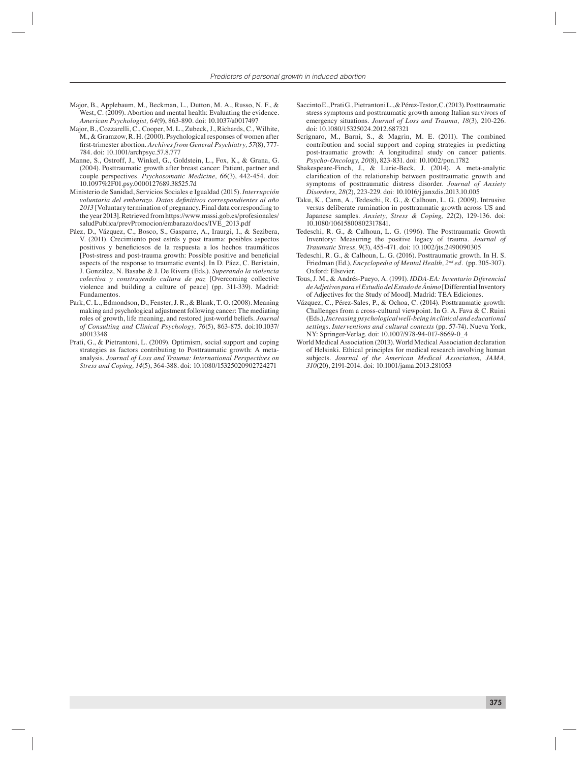Major, B., Applebaum, M., Beckman, L., Dutton, M. A., Russo, N. F., & West, C. (2009). Abortion and mental health: Evaluating the evidence. *American Psychologist, 64*(9), 863-890. doi: 10.1037/a0017497

Major, B., Cozzarelli, C., Cooper, M. L., Zubeck, J., Richards, C., Wilhite, M., & Gramzow, R. H. (2000). Psychological responses of women after first-trimester abortion. *Archives from General Psychiatry, 57*(8), 777-784. doi: 10.1001/archpsyc.57.8.777

Manne, S., Ostroff, J., Winkel, G., Goldstein, L., Fox, K., & Grana, G. (2004). Posttraumatic growth after breast cancer: Patient, partner and couple perspectives. *Psychosomatic Medicine, 66*(3), 442-454. doi: 10.1097%2F01.psy.0000127689.38525.7d

Ministerio de Sanidad, Servicios Sociales e Igualdad (2015). *Interrupción voluntaria del embarazo. Datos definitivos correspondientes al año 2013* [Voluntary termination of pregnancy. Final data corresponding to the year 2013]. Retrieved from https://www.msssi.gob.es/profesionales/saludPublica/prevPromocion/embarazo/docs/IVE_2013.pdf

Páez, D., Vázquez, C., Bosco, S., Gasparre, A., Iraurgi, I., & Sezibera, V. (2011). Crecimiento post estrés y post trauma: posibles aspectos positivos y beneficiosos de la respuesta a los hechos traumáticos [Post-stress and post-trauma growth: Possible positive and beneficial aspects of the response to traumatic events]. In D. Páez, C. Beristain, J. González, N. Basabe & J. De Rivera (Eds.). *Superando la violencia colectiva y construyendo cultura de paz* [Overcoming collective violence and building a culture of peace] (pp. 311-339). Madrid: Fundamentos.

Park, C. L., Edmondson, D., Fenster, J. R., & Blank, T. O. (2008). Meaning making and psychological adjustment following cancer: The mediating roles of growth, life meaning, and restored just-world beliefs. *Journal of Consulting and Clinical Psychology, 76*(5), 863-875. doi:10.1037/a0013348

Prati, G., & Pietrantoni, L. (2009). Optimism, social support and coping strategies as factors contributing to Posttraumatic growth: A meta-analysis. *Journal of Loss and Trauma: International Perspectives on Stress and Coping, 14*(5), 364-388. doi: 10.1080/15325020902724271

Saccinto E., Prati G., Pietrantoni L., & Pérez-Testor, C. (2013). Posttraumatic stress symptoms and posttraumatic growth among Italian survivors of emergency situations. *Journal of Loss and Trauma, 18*(3), 210-226. doi: 10.1080/15325024.2012.687321

Scrignaro, M., Barni, S., & Magrin, M. E. (2011). The combined contribution and social support and coping strategies in predicting post-traumatic growth: A longitudinal study on cancer patients. *Psycho-Oncology, 20*(8), 823-831. doi: 10.1002/pon.1782

Shakespeare-Finch, J., & Lurie-Beck, J. (2014). A meta-analytic clarification of the relationship between posttraumatic growth and symptoms of posttraumatic distress disorder. *Journal of Anxiety Disorders, 28*(2), 223-229. doi: 10.1016/j.janxdis.2013.10.005

Taku, K., Cann, A., Tedeschi, R. G., & Calhoun, L. G. (2009). Intrusive versus deliberate rumination in posttraumatic growth across US and Japanese samples. *Anxiety, Stress & Coping, 22*(2), 129-136. doi: 10.1080/10615800802317841.

Tedeschi, R. G., & Calhoun, L. G. (1996). The Posttraumatic Growth Inventory: Measuring the positive legacy of trauma. *Journal of Traumatic Stress, 9*(3), 455-471. doi: 10.1002/jts.2490090305

Tedeschi, R. G., & Calhoun, L. G. (2016). Posttraumatic growth. In H. S. Friedman (Ed.), *Encyclopedia of Mental Health, 2nd ed*. (pp. 305-307). Oxford: Elsevier.

Tous, J. M., & Andrés-Pueyo, A. (1991). *IDDA-EA: Inventario Diferencial de Adjetivos para el Estudio del Estado de Ánimo* [Differential Inventory of Adjectives for the Study of Mood]. Madrid: TEA Ediciones.

Vázquez, C., Pérez-Sales, P., & Ochoa, C. (2014). Posttraumatic growth: Challenges from a cross-cultural viewpoint. In G. A. Fava & C. Ruini (Eds.), *Increasing psychological well-being in clinical and educational settings. Interventions and cultural contexts* (pp. 57-74). Nueva York, NY: Springer-Verlag. doi: 10.1007/978-94-017-8669-0_4

World Medical Association (2013). World Medical Association declaration of Helsinki. Ethical principles for medical research involving human subjects. *Journal of the American Medical Association, JAMA, 310*(20), 2191-2014. doi: 10.1001/jama.2013.281053